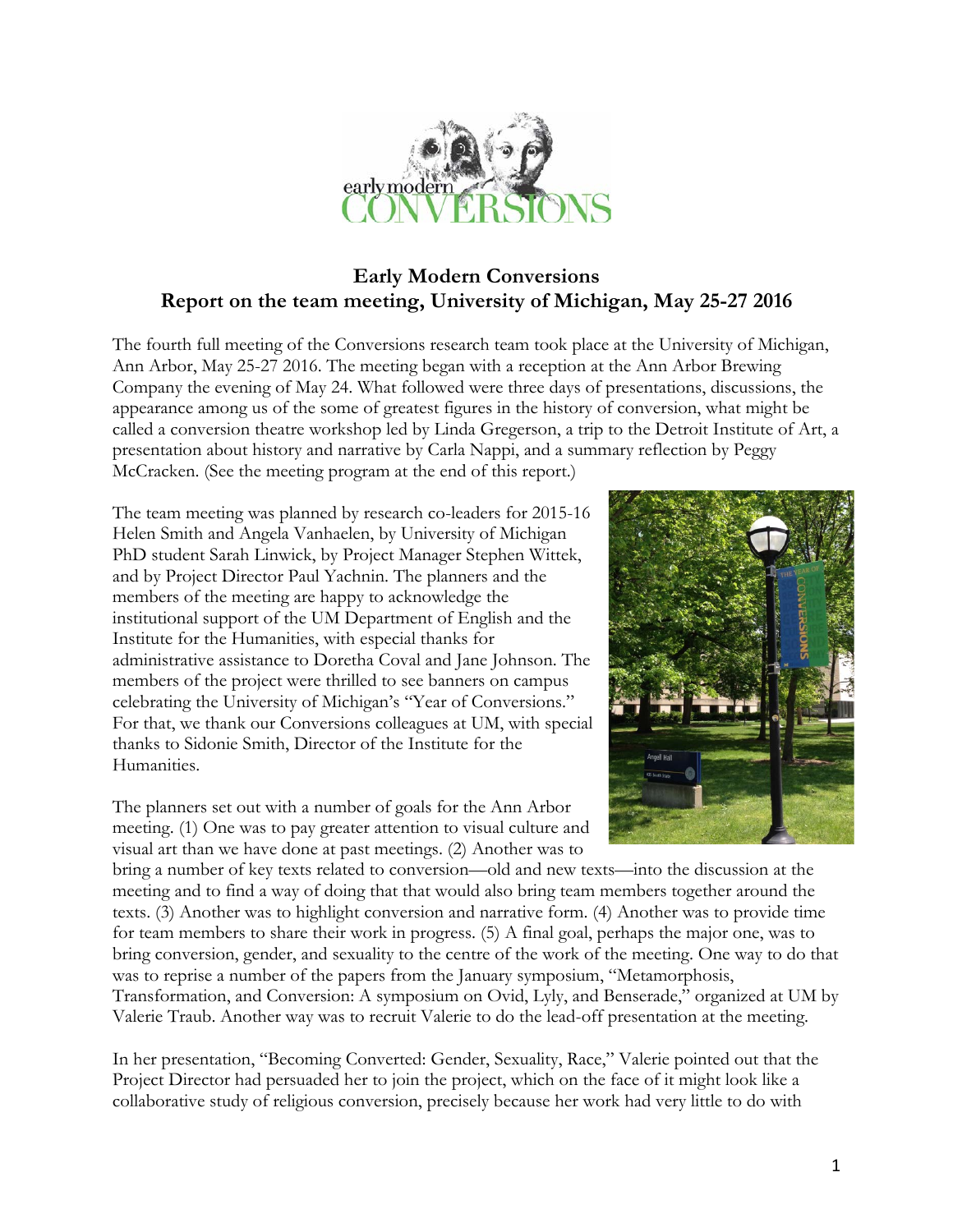# Early Modern Conversions
## Report on the team meeting, University of Michigan, May 25-27 2016

The fourth full meeting of the Conversions research team took place at the University of Michigan, Ann Arbor, May 25-27 2016. The meeting began with a reception at the Ann Arbor Brewing Company the evening of May 24. What followed were three days of presentations, discussions, the appearance among us of the some of greatest figures in the history of conversion, what might be called a conversion theatre workshop led by Linda Gregerson, a trip to the Detroit Institute of Art, a presentation about history and narrative by Carla Nappi, and a summary reflection by Peggy McCracken. (See the meeting program at the end of this report.)

The team meeting was planned by research co-leaders for 2015-16 Helen Smith and Angela Vanhaelen, by University of Michigan PhD student Sarah Linwick, by Project Manager Stephen Wittek, and by Project Director Paul Yachnin. The planners and the members of the meeting are happy to acknowledge the institutional support of the UM Department of English and the Institute for the Humanities, with especial thanks for administrative assistance to Doretha Coval and Jane Johnson. The members of the project were thrilled to see banners on campus celebrating the University of Michigan's "Year of Conversions." For that, we thank our Conversions colleagues at UM, with special thanks to Sidonie Smith, Director of the Institute for the Humanities.

The planners set out with a number of goals for the Ann Arbor meeting. (1) One was to pay greater attention to visual culture and visual art than we have done at past meetings. (2) Another was to bring a number of key texts related to conversion—old and new texts—into the discussion at the meeting and to find a way of doing that that would also bring team members together around the texts. (3) Another was to highlight conversion and narrative form. (4) Another was to provide time for team members to share their work in progress. (5) A final goal, perhaps the major one, was to bring conversion, gender, and sexuality to the centre of the work of the meeting. One way to do that was to reprise a number of the papers from the January symposium, "Metamorphosis, Transformation, and Conversion: A symposium on Ovid, Lyly, and Benserade," organized at UM by Valerie Traub. Another way was to recruit Valerie to do the lead-off presentation at the meeting.

In her presentation, "Becoming Converted: Gender, Sexuality, Race," Valerie pointed out that the Project Director had persuaded her to join the project, which on the face of it might look like a collaborative study of religious conversion, precisely because her work had very little to do with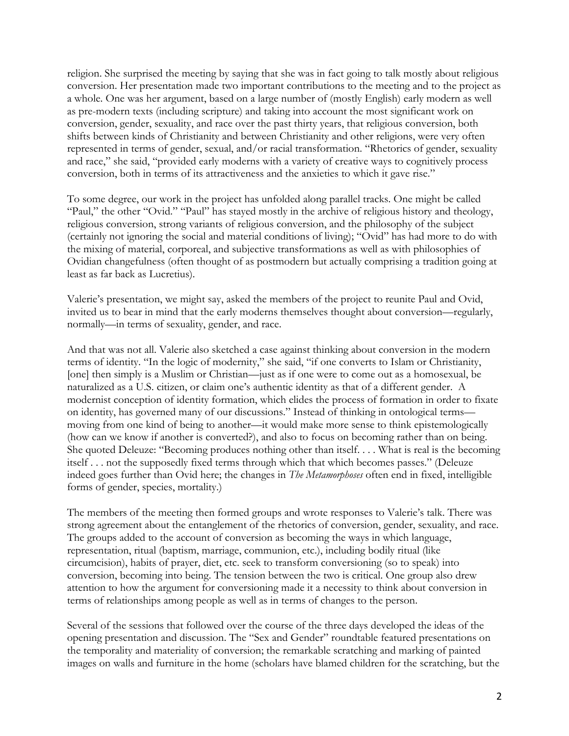religion. She surprised the meeting by saying that she was in fact going to talk mostly about religious conversion. Her presentation made two important contributions to the meeting and to the project as a whole. One was her argument, based on a large number of (mostly English) early modern as well as pre-modern texts (including scripture) and taking into account the most significant work on conversion, gender, sexuality, and race over the past thirty years, that religious conversion, both shifts between kinds of Christianity and between Christianity and other religions, were very often represented in terms of gender, sexual, and/or racial transformation. "Rhetorics of gender, sexuality and race," she said, "provided early moderns with a variety of creative ways to cognitively process conversion, both in terms of its attractiveness and the anxieties to which it gave rise."

To some degree, our work in the project has unfolded along parallel tracks. One might be called "Paul," the other "Ovid." "Paul" has stayed mostly in the archive of religious history and theology, religious conversion, strong variants of religious conversion, and the philosophy of the subject (certainly not ignoring the social and material conditions of living); "Ovid" has had more to do with the mixing of material, corporeal, and subjective transformations as well as with philosophies of Ovidian changefulness (often thought of as postmodern but actually comprising a tradition going at least as far back as Lucretius).

Valerie's presentation, we might say, asked the members of the project to reunite Paul and Ovid, invited us to bear in mind that the early moderns themselves thought about conversion—regularly, normally—in terms of sexuality, gender, and race.

And that was not all. Valerie also sketched a case against thinking about conversion in the modern terms of identity. "In the logic of modernity," she said, "if one converts to Islam or Christianity, [one] then simply is a Muslim or Christian—just as if one were to come out as a homosexual, be naturalized as a U.S. citizen, or claim one's authentic identity as that of a different gender. A modernist conception of identity formation, which elides the process of formation in order to fixate on identity, has governed many of our discussions." Instead of thinking in ontological terms—moving from one kind of being to another—it would make more sense to think epistemologically (how can we know if another is converted?), and also to focus on becoming rather than on being. She quoted Deleuze: "Becoming produces nothing other than itself. . . . What is real is the becoming itself . . . not the supposedly fixed terms through which that which becomes passes." (Deleuze indeed goes further than Ovid here; the changes in *The Metamorphoses* often end in fixed, intelligible forms of gender, species, mortality.)

The members of the meeting then formed groups and wrote responses to Valerie's talk. There was strong agreement about the entanglement of the rhetorics of conversion, gender, sexuality, and race. The groups added to the account of conversion as becoming the ways in which language, representation, ritual (baptism, marriage, communion, etc.), including bodily ritual (like circumcision), habits of prayer, diet, etc. seek to transform conversioning (so to speak) into conversion, becoming into being. The tension between the two is critical. One group also drew attention to how the argument for conversioning made it a necessity to think about conversion in terms of relationships among people as well as in terms of changes to the person.

Several of the sessions that followed over the course of the three days developed the ideas of the opening presentation and discussion. The "Sex and Gender" roundtable featured presentations on the temporality and materiality of conversion; the remarkable scratching and marking of painted images on walls and furniture in the home (scholars have blamed children for the scratching, but the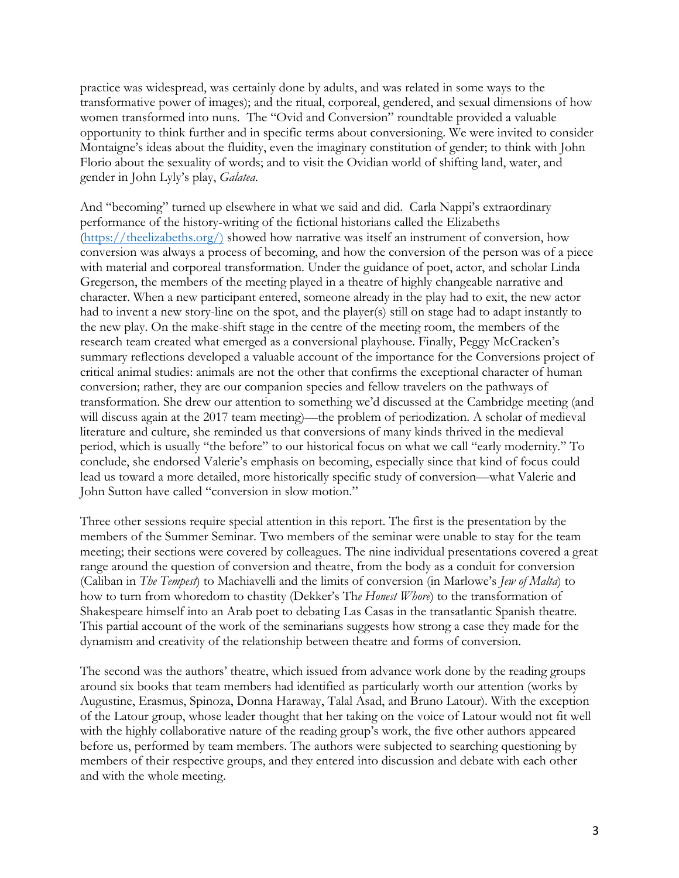practice was widespread, was certainly done by adults, and was related in some ways to the transformative power of images); and the ritual, corporeal, gendered, and sexual dimensions of how women transformed into nuns. The "Ovid and Conversion" roundtable provided a valuable opportunity to think further and in specific terms about conversioning. We were invited to consider Montaigne's ideas about the fluidity, even the imaginary constitution of gender; to think with John Florio about the sexuality of words; and to visit the Ovidian world of shifting land, water, and gender in John Lyly's play, *Galatea*.

And "becoming" turned up elsewhere in what we said and did. Carla Nappi's extraordinary performance of the history-writing of the fictional historians called the Elizabeths (https://theelizabeths.org/) showed how narrative was itself an instrument of conversion, how conversion was always a process of becoming, and how the conversion of the person was of a piece with material and corporeal transformation. Under the guidance of poet, actor, and scholar Linda Gregerson, the members of the meeting played in a theatre of highly changeable narrative and character. When a new participant entered, someone already in the play had to exit, the new actor had to invent a new story-line on the spot, and the player(s) still on stage had to adapt instantly to the new play. On the make-shift stage in the centre of the meeting room, the members of the research team created what emerged as a conversional playhouse. Finally, Peggy McCracken's summary reflections developed a valuable account of the importance for the Conversions project of critical animal studies: animals are not the other that confirms the exceptional character of human conversion; rather, they are our companion species and fellow travelers on the pathways of transformation. She drew our attention to something we'd discussed at the Cambridge meeting (and will discuss again at the 2017 team meeting)—the problem of periodization. A scholar of medieval literature and culture, she reminded us that conversions of many kinds thrived in the medieval period, which is usually "the before" to our historical focus on what we call "early modernity." To conclude, she endorsed Valerie's emphasis on becoming, especially since that kind of focus could lead us toward a more detailed, more historically specific study of conversion—what Valerie and John Sutton have called "conversion in slow motion."

Three other sessions require special attention in this report. The first is the presentation by the members of the Summer Seminar. Two members of the seminar were unable to stay for the team meeting; their sections were covered by colleagues. The nine individual presentations covered a great range around the question of conversion and theatre, from the body as a conduit for conversion (Caliban in *The Tempest*) to Machiavelli and the limits of conversion (in Marlowe's *Jew of Malta*) to how to turn from whoredom to chastity (Dekker's Th*e Honest Whore*) to the transformation of Shakespeare himself into an Arab poet to debating Las Casas in the transatlantic Spanish theatre. This partial account of the work of the seminarians suggests how strong a case they made for the dynamism and creativity of the relationship between theatre and forms of conversion.

The second was the authors' theatre, which issued from advance work done by the reading groups around six books that team members had identified as particularly worth our attention (works by Augustine, Erasmus, Spinoza, Donna Haraway, Talal Asad, and Bruno Latour). With the exception of the Latour group, whose leader thought that her taking on the voice of Latour would not fit well with the highly collaborative nature of the reading group's work, the five other authors appeared before us, performed by team members. The authors were subjected to searching questioning by members of their respective groups, and they entered into discussion and debate with each other and with the whole meeting.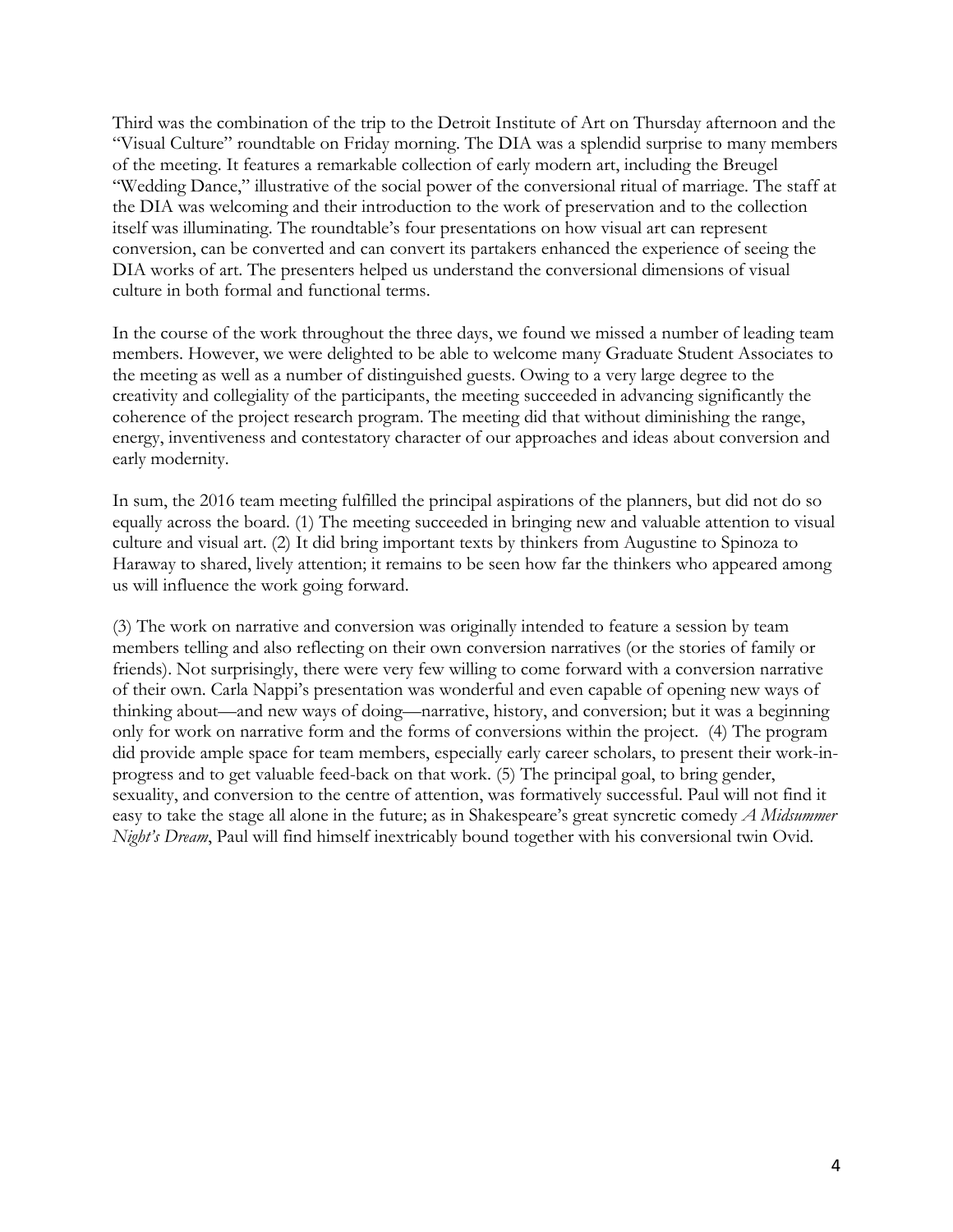Third was the combination of the trip to the Detroit Institute of Art on Thursday afternoon and the "Visual Culture" roundtable on Friday morning. The DIA was a splendid surprise to many members of the meeting. It features a remarkable collection of early modern art, including the Breugel "Wedding Dance," illustrative of the social power of the conversional ritual of marriage. The staff at the DIA was welcoming and their introduction to the work of preservation and to the collection itself was illuminating. The roundtable's four presentations on how visual art can represent conversion, can be converted and can convert its partakers enhanced the experience of seeing the DIA works of art. The presenters helped us understand the conversional dimensions of visual culture in both formal and functional terms.

In the course of the work throughout the three days, we found we missed a number of leading team members. However, we were delighted to be able to welcome many Graduate Student Associates to the meeting as well as a number of distinguished guests. Owing to a very large degree to the creativity and collegiality of the participants, the meeting succeeded in advancing significantly the coherence of the project research program. The meeting did that without diminishing the range, energy, inventiveness and contestatory character of our approaches and ideas about conversion and early modernity.

In sum, the 2016 team meeting fulfilled the principal aspirations of the planners, but did not do so equally across the board. (1) The meeting succeeded in bringing new and valuable attention to visual culture and visual art. (2) It did bring important texts by thinkers from Augustine to Spinoza to Haraway to shared, lively attention; it remains to be seen how far the thinkers who appeared among us will influence the work going forward.

(3) The work on narrative and conversion was originally intended to feature a session by team members telling and also reflecting on their own conversion narratives (or the stories of family or friends). Not surprisingly, there were very few willing to come forward with a conversion narrative of their own. Carla Nappi's presentation was wonderful and even capable of opening new ways of thinking about—and new ways of doing—narrative, history, and conversion; but it was a beginning only for work on narrative form and the forms of conversions within the project. (4) The program did provide ample space for team members, especially early career scholars, to present their work-in-progress and to get valuable feed-back on that work. (5) The principal goal, to bring gender, sexuality, and conversion to the centre of attention, was formatively successful. Paul will not find it easy to take the stage all alone in the future; as in Shakespeare's great syncretic comedy *A Midsummer Night's Dream*, Paul will find himself inextricably bound together with his conversional twin Ovid.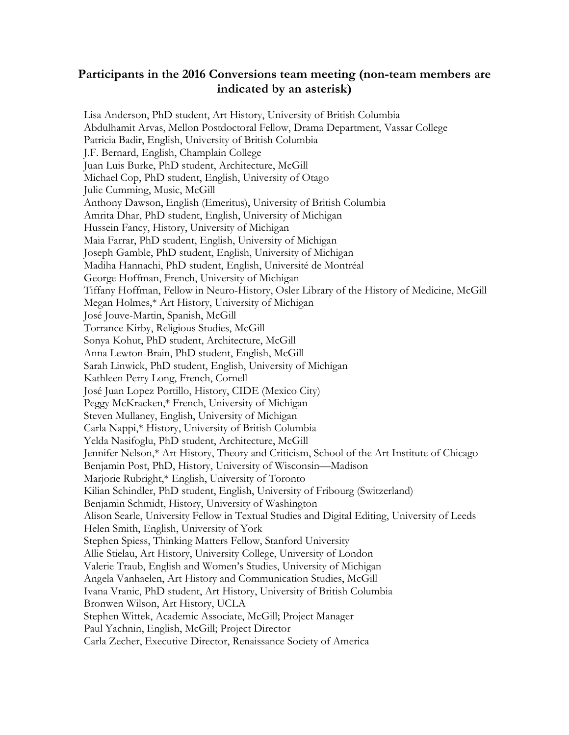## Participants in the 2016 Conversions team meeting (non-team members are indicated by an asterisk)

Lisa Anderson, PhD student, Art History, University of British Columbia
Abdulhamit Arvas, Mellon Postdoctoral Fellow, Drama Department, Vassar College
Patricia Badir, English, University of British Columbia
J.F. Bernard, English, Champlain College
Juan Luis Burke, PhD student, Architecture, McGill
Michael Cop, PhD student, English, University of Otago
Julie Cumming, Music, McGill
Anthony Dawson, English (Emeritus), University of British Columbia
Amrita Dhar, PhD student, English, University of Michigan
Hussein Fancy, History, University of Michigan
Maia Farrar, PhD student, English, University of Michigan
Joseph Gamble, PhD student, English, University of Michigan
Madiha Hannachi, PhD student, English, Université de Montréal
George Hoffman, French, University of Michigan
Tiffany Hoffman, Fellow in Neuro-History, Osler Library of the History of Medicine, McGill
Megan Holmes,* Art History, University of Michigan
José Jouve-Martin, Spanish, McGill
Torrance Kirby, Religious Studies, McGill
Sonya Kohut, PhD student, Architecture, McGill
Anna Lewton-Brain, PhD student, English, McGill
Sarah Linwick, PhD student, English, University of Michigan
Kathleen Perry Long, French, Cornell
José Juan Lopez Portillo, History, CIDE (Mexico City)
Peggy McKracken,* French, University of Michigan
Steven Mullaney, English, University of Michigan
Carla Nappi,* History, University of British Columbia
Yelda Nasifoglu, PhD student, Architecture, McGill
Jennifer Nelson,* Art History, Theory and Criticism, School of the Art Institute of Chicago
Benjamin Post, PhD, History, University of Wisconsin—Madison
Marjorie Rubright,* English, University of Toronto
Kilian Schindler, PhD student, English, University of Fribourg (Switzerland)
Benjamin Schmidt, History, University of Washington
Alison Searle, University Fellow in Textual Studies and Digital Editing, University of Leeds
Helen Smith, English, University of York
Stephen Spiess, Thinking Matters Fellow, Stanford University
Allie Stielau, Art History, University College, University of London
Valerie Traub, English and Women's Studies, University of Michigan
Angela Vanhaelen, Art History and Communication Studies, McGill
Ivana Vranic, PhD student, Art History, University of British Columbia
Bronwen Wilson, Art History, UCLA
Stephen Wittek, Academic Associate, McGill; Project Manager
Paul Yachnin, English, McGill; Project Director
Carla Zecher, Executive Director, Renaissance Society of America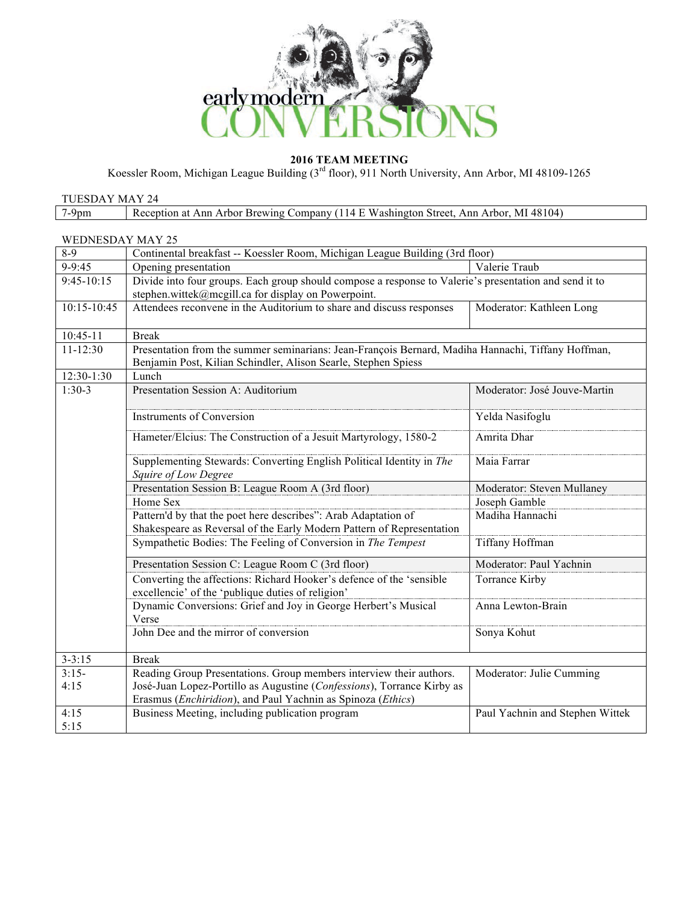early modern CONVERSIONS

**2016 TEAM MEETING**

Koessler Room, Michigan League Building (3rd floor), 911 North University, Ann Arbor, MI 48109-1265

TUESDAY MAY 24

| | |
|---|---|
| 7-9pm | Reception at Ann Arbor Brewing Company (114 E Washington Street, Ann Arbor, MI 48104) |

WEDNESDAY MAY 25

| | | |
|---|---|---|
| 8-9 | Continental breakfast -- Koessler Room, Michigan League Building (3rd floor) | |
| 9-9:45 | Opening presentation | Valerie Traub |
| 9:45-10:15 | Divide into four groups. Each group should compose a response to Valerie's presentation and send it to stephen.wittek@mcgill.ca for display on Powerpoint. | |
| 10:15-10:45 | Attendees reconvene in the Auditorium to share and discuss responses | Moderator: Kathleen Long |
| 10:45-11 | Break | |
| 11-12:30 | Presentation from the summer seminarians: Jean-François Bernard, Madiha Hannachi, Tiffany Hoffman, Benjamin Post, Kilian Schindler, Alison Searle, Stephen Spiess | |
| 12:30-1:30 | Lunch | |
| 1:30-3 | Presentation Session A: Auditorium | Moderator: José Jouve-Martin |
| | Instruments of Conversion | Yelda Nasifoglu |
| | Hameter/Elcius: The Construction of a Jesuit Martyrology, 1580-2 | Amrita Dhar |
| | Supplementing Stewards: Converting English Political Identity in *The Squire of Low Degree* | Maia Farrar |
| | Presentation Session B: League Room A (3rd floor) | Moderator: Steven Mullaney |
| | Home Sex | Joseph Gamble |
| | Pattern'd by that the poet here describes": Arab Adaptation of Shakespeare as Reversal of the Early Modern Pattern of Representation | Madiha Hannachi |
| | Sympathetic Bodies: The Feeling of Conversion in *The Tempest* | Tiffany Hoffman |
| | Presentation Session C: League Room C (3rd floor) | Moderator: Paul Yachnin |
| | Converting the affections: Richard Hooker's defence of the 'sensible excellencie' of the 'publique duties of religion' | Torrance Kirby |
| | Dynamic Conversions: Grief and Joy in George Herbert's Musical Verse | Anna Lewton-Brain |
| | John Dee and the mirror of conversion | Sonya Kohut |
| 3-3:15 | Break | |
| 3:15-4:15 | Reading Group Presentations. Group members interview their authors. José-Juan Lopez-Portillo as Augustine (*Confessions*), Torrance Kirby as Erasmus (*Enchiridion*), and Paul Yachnin as Spinoza (*Ethics*) | Moderator: Julie Cumming |
| 4:15 5:15 | Business Meeting, including publication program | Paul Yachnin and Stephen Wittek |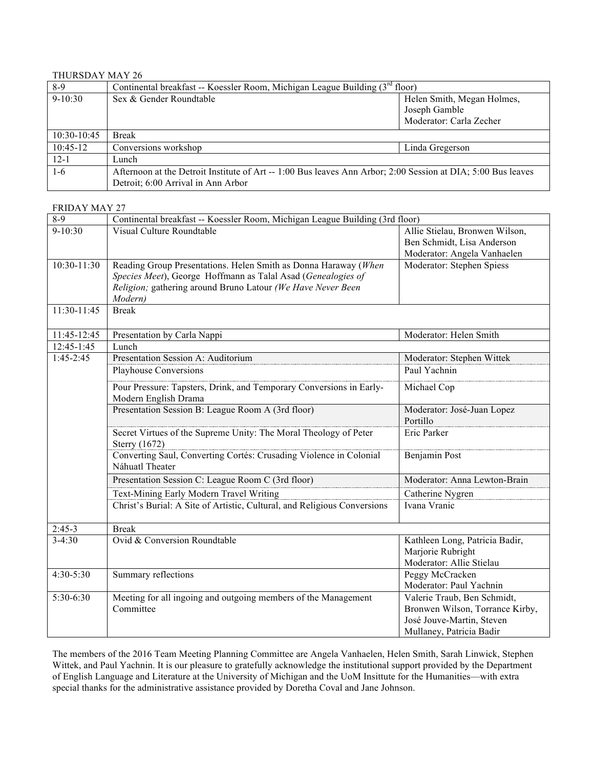THURSDAY MAY 26

| | | |
|---|---|---|
| 8-9 | Continental breakfast -- Koessler Room, Michigan League Building (3rd floor) | |
| 9-10:30 | Sex & Gender Roundtable | Helen Smith, Megan Holmes, Joseph Gamble Moderator: Carla Zecher |
| 10:30-10:45 | Break | |
| 10:45-12 | Conversions workshop | Linda Gregerson |
| 12-1 | Lunch | |
| 1-6 | Afternoon at the Detroit Institute of Art -- 1:00 Bus leaves Ann Arbor; 2:00 Session at DIA; 5:00 Bus leaves Detroit; 6:00 Arrival in Ann Arbor | |

FRIDAY MAY 27

| | | |
|---|---|---|
| 8-9 | Continental breakfast -- Koessler Room, Michigan League Building (3rd floor) | |
| 9-10:30 | Visual Culture Roundtable | Allie Stielau, Bronwen Wilson, Ben Schmidt, Lisa Anderson Moderator: Angela Vanhaelen |
| 10:30-11:30 | Reading Group Presentations. Helen Smith as Donna Haraway (*When Species Meet*), George Hoffmann as Talal Asad (*Genealogies of Religion;* gathering around Bruno Latour *(We Have Never Been Modern)* | Moderator: Stephen Spiess |
| 11:30-11:45 | Break | |
| 11:45-12:45 | Presentation by Carla Nappi | Moderator: Helen Smith |
| 12:45-1:45 | Lunch | |
| 1:45-2:45 | Presentation Session A: Auditorium | Moderator: Stephen Wittek |
| | Playhouse Conversions | Paul Yachnin |
| | Pour Pressure: Tapsters, Drink, and Temporary Conversions in Early-Modern English Drama | Michael Cop |
| | Presentation Session B: League Room A (3rd floor) | Moderator: José-Juan Lopez Portillo |
| | Secret Virtues of the Supreme Unity: The Moral Theology of Peter Sterry (1672) | Eric Parker |
| | Converting Saul, Converting Cortés: Crusading Violence in Colonial Náhuatl Theater | Benjamin Post |
| | Presentation Session C: League Room C (3rd floor) | Moderator: Anna Lewton-Brain |
| | Text-Mining Early Modern Travel Writing | Catherine Nygren |
| | Christ's Burial: A Site of Artistic, Cultural, and Religious Conversions | Ivana Vranic |
| 2:45-3 | Break | |
| 3-4:30 | Ovid & Conversion Roundtable | Kathleen Long, Patricia Badir, Marjorie Rubright Moderator: Allie Stielau |
| 4:30-5:30 | Summary reflections | Peggy McCracken Moderator: Paul Yachnin |
| 5:30-6:30 | Meeting for all ingoing and outgoing members of the Management Committee | Valerie Traub, Ben Schmidt, Bronwen Wilson, Torrance Kirby, José Jouve-Martin, Steven Mullaney, Patricia Badir |

The members of the 2016 Team Meeting Planning Committee are Angela Vanhaelen, Helen Smith, Sarah Linwick, Stephen Wittek, and Paul Yachnin. It is our pleasure to gratefully acknowledge the institutional support provided by the Department of English Language and Literature at the University of Michigan and the UoM Insitute for the Humanities—with extra special thanks for the administrative assistance provided by Doretha Coval and Jane Johnson.